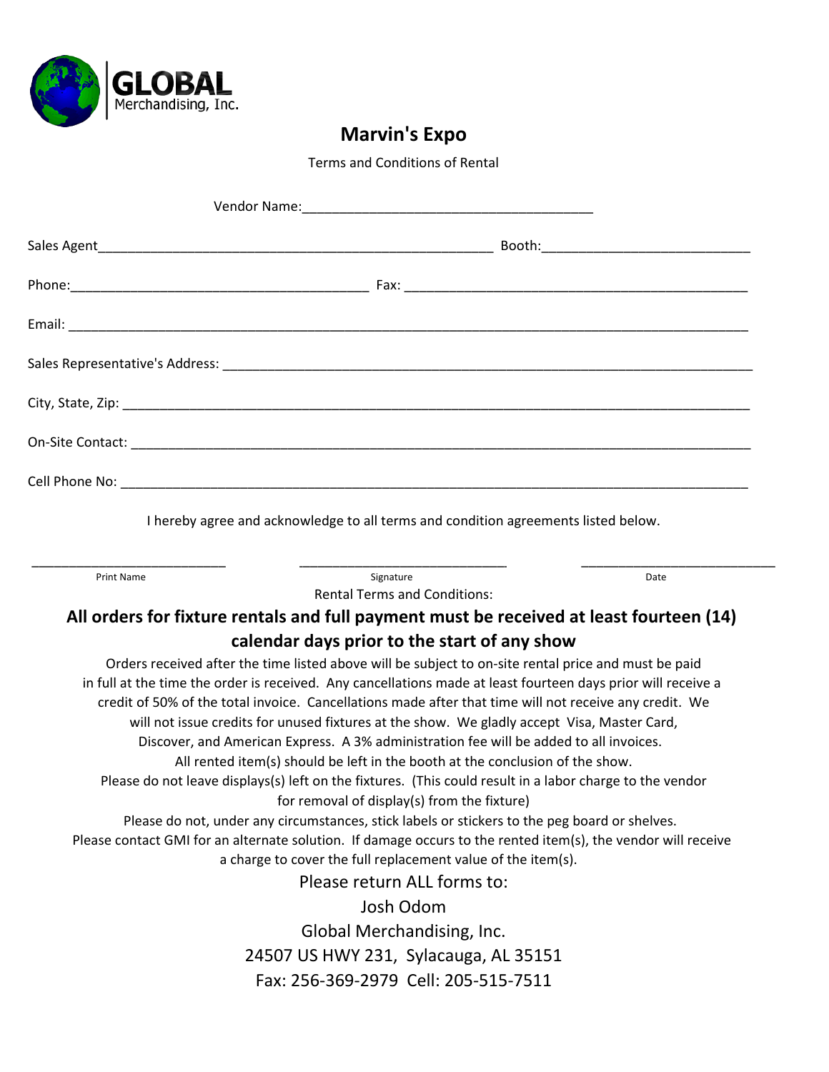GLOBAL Merchandising, Inc.

# Marvin's Expo

Terms and Conditions of Rental

Vendor Name:_______________________________________

Sales Agent_____________________________________________________ Booth:____________________________

Phone:________________________________________ Fax: ______________________________________________

Email: __________________________________________________________________________________________

Sales Representative's Address: _______________________________________________________________________

City, State, Zip: ____________________________________________________________________________________

On-Site Contact: ___________________________________________________________________________________

Cell Phone No: ____________________________________________________________________________________

I hereby agree and acknowledge to all terms and condition agreements listed below.

| ___________________________ | ____________________________ | __________________________ |
|---|---|---|
| Print Name | Signature | Date |

Rental Terms and Conditions:

**All orders for fixture rentals and full payment must be received at least fourteen (14) calendar days prior to the start of any show**

Orders received after the time listed above will be subject to on-site rental price and must be paid in full at the time the order is received. Any cancellations made at least fourteen days prior will receive a credit of 50% of the total invoice. Cancellations made after that time will not receive any credit. We will not issue credits for unused fixtures at the show. We gladly accept Visa, Master Card, Discover, and American Express. A 3% administration fee will be added to all invoices.

All rented item(s) should be left in the booth at the conclusion of the show.

Please do not leave displays(s) left on the fixtures. (This could result in a labor charge to the vendor for removal of display(s) from the fixture)

Please do not, under any circumstances, stick labels or stickers to the peg board or shelves. Please contact GMI for an alternate solution. If damage occurs to the rented item(s), the vendor will receive a charge to cover the full replacement value of the item(s).

Please return ALL forms to:

Josh Odom

Global Merchandising, Inc.

24507 US HWY 231, Sylacauga, AL 35151

Fax: 256-369-2979 Cell: 205-515-7511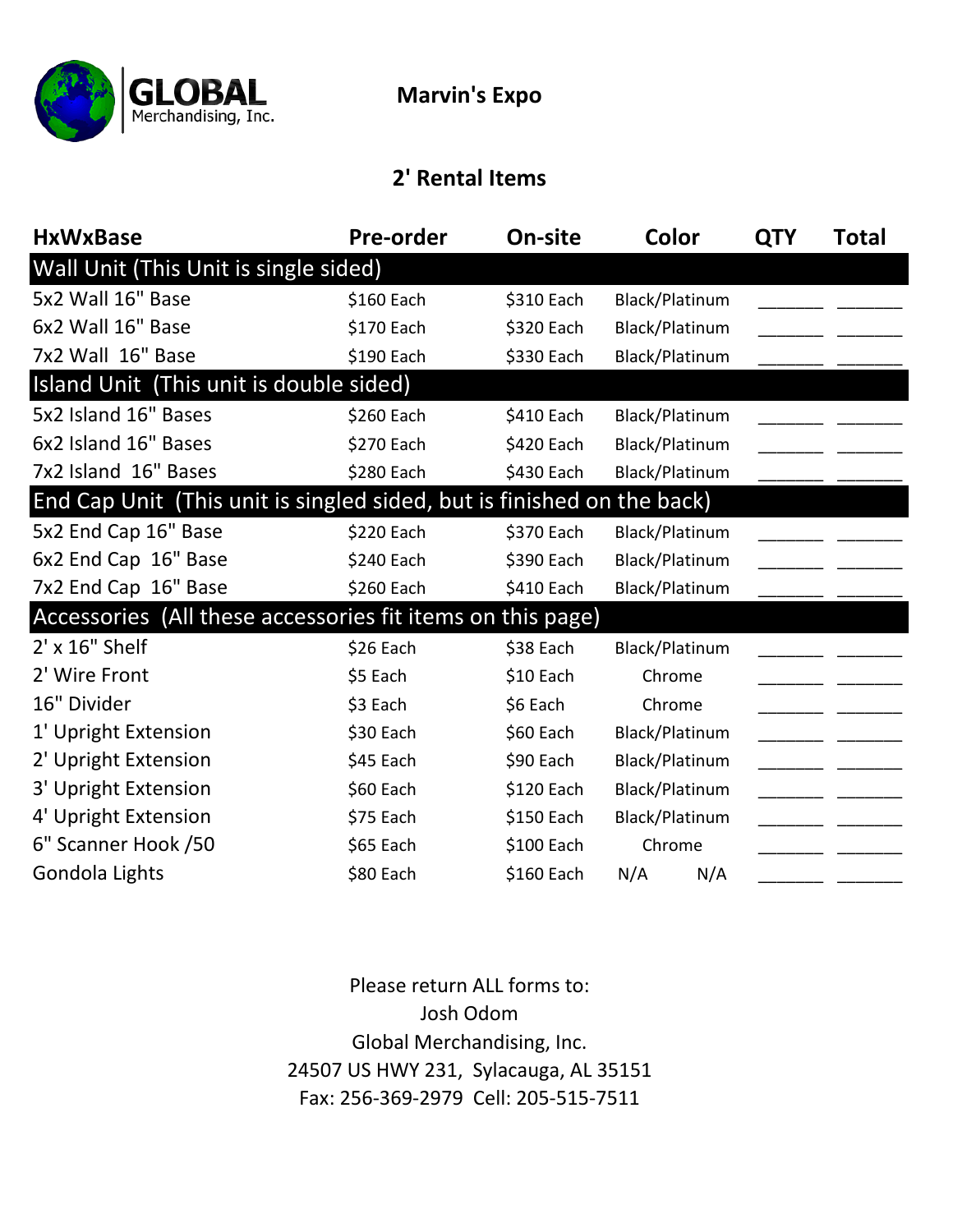GLOBAL Merchandising, Inc.

# Marvin's Expo

## 2' Rental Items

| HxWxBase | Pre-order | On-site | Color | QTY | Total |
|---|---|---|---|---|---|
| **Wall Unit (This Unit is single sided)** | | | | | |
| 5x2 Wall 16" Base | $160 Each | $310 Each | Black/Platinum | ______ | ______ |
| 6x2 Wall 16" Base | $170 Each | $320 Each | Black/Platinum | ______ | ______ |
| 7x2 Wall 16" Base | $190 Each | $330 Each | Black/Platinum | ______ | ______ |
| **Island Unit (This unit is double sided)** | | | | | |
| 5x2 Island 16" Bases | $260 Each | $410 Each | Black/Platinum | ______ | ______ |
| 6x2 Island 16" Bases | $270 Each | $420 Each | Black/Platinum | ______ | ______ |
| 7x2 Island 16" Bases | $280 Each | $430 Each | Black/Platinum | ______ | ______ |
| **End Cap Unit (This unit is singled sided, but is finished on the back)** | | | | | |
| 5x2 End Cap 16" Base | $220 Each | $370 Each | Black/Platinum | ______ | ______ |
| 6x2 End Cap 16" Base | $240 Each | $390 Each | Black/Platinum | ______ | ______ |
| 7x2 End Cap 16" Base | $260 Each | $410 Each | Black/Platinum | ______ | ______ |
| **Accessories (All these accessories fit items on this page)** | | | | | |
| 2' x 16" Shelf | $26 Each | $38 Each | Black/Platinum | ______ | ______ |
| 2' Wire Front | $5 Each | $10 Each | Chrome | ______ | ______ |
| 16" Divider | $3 Each | $6 Each | Chrome | ______ | ______ |
| 1' Upright Extension | $30 Each | $60 Each | Black/Platinum | ______ | ______ |
| 2' Upright Extension | $45 Each | $90 Each | Black/Platinum | ______ | ______ |
| 3' Upright Extension | $60 Each | $120 Each | Black/Platinum | ______ | ______ |
| 4' Upright Extension | $75 Each | $150 Each | Black/Platinum | ______ | ______ |
| 6" Scanner Hook /50 | $65 Each | $100 Each | Chrome | ______ | ______ |
| Gondola Lights | $80 Each | $160 Each | N/A N/A | ______ | ______ |

Please return ALL forms to:
Josh Odom
Global Merchandising, Inc.
24507 US HWY 231, Sylacauga, AL 35151
Fax: 256-369-2979 Cell: 205-515-7511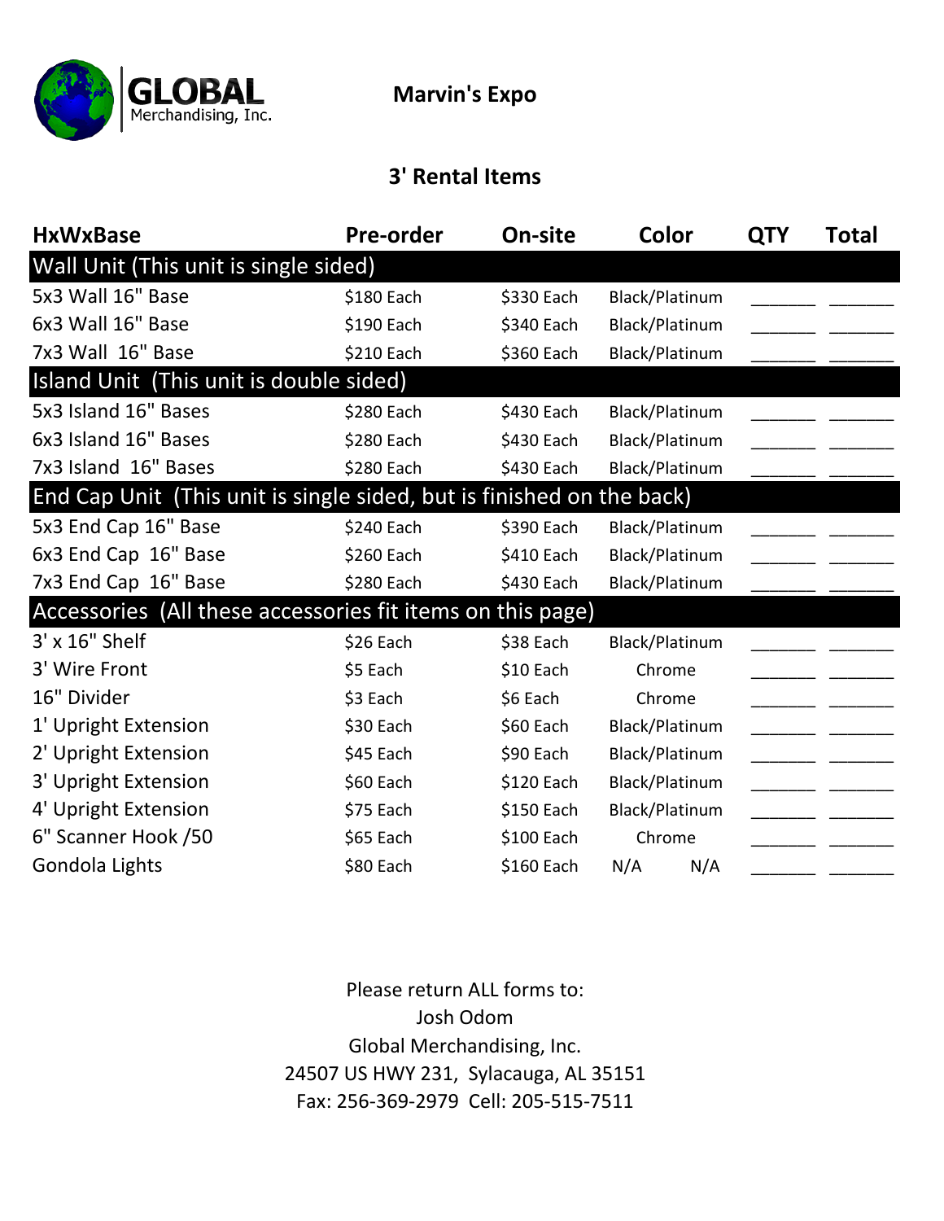GLOBAL Merchandising, Inc.

# Marvin's Expo

## 3' Rental Items

| HxWxBase | Pre-order | On-site | Color | QTY | Total |
|---|---|---|---|---|---|
| **Wall Unit (This unit is single sided)** | | | | | |
| 5x3 Wall 16" Base | $180 Each | $330 Each | Black/Platinum | _______ | _______ |
| 6x3 Wall 16" Base | $190 Each | $340 Each | Black/Platinum | _______ | _______ |
| 7x3 Wall 16" Base | $210 Each | $360 Each | Black/Platinum | _______ | _______ |
| **Island Unit (This unit is double sided)** | | | | | |
| 5x3 Island 16" Bases | $280 Each | $430 Each | Black/Platinum | _______ | _______ |
| 6x3 Island 16" Bases | $280 Each | $430 Each | Black/Platinum | _______ | _______ |
| 7x3 Island 16" Bases | $280 Each | $430 Each | Black/Platinum | _______ | _______ |
| **End Cap Unit (This unit is single sided, but is finished on the back)** | | | | | |
| 5x3 End Cap 16" Base | $240 Each | $390 Each | Black/Platinum | _______ | _______ |
| 6x3 End Cap 16" Base | $260 Each | $410 Each | Black/Platinum | _______ | _______ |
| 7x3 End Cap 16" Base | $280 Each | $430 Each | Black/Platinum | _______ | _______ |
| **Accessories (All these accessories fit items on this page)** | | | | | |
| 3' x 16" Shelf | $26 Each | $38 Each | Black/Platinum | _______ | _______ |
| 3' Wire Front | $5 Each | $10 Each | Chrome | _______ | _______ |
| 16" Divider | $3 Each | $6 Each | Chrome | _______ | _______ |
| 1' Upright Extension | $30 Each | $60 Each | Black/Platinum | _______ | _______ |
| 2' Upright Extension | $45 Each | $90 Each | Black/Platinum | _______ | _______ |
| 3' Upright Extension | $60 Each | $120 Each | Black/Platinum | _______ | _______ |
| 4' Upright Extension | $75 Each | $150 Each | Black/Platinum | _______ | _______ |
| 6" Scanner Hook /50 | $65 Each | $100 Each | Chrome | _______ | _______ |
| Gondola Lights | $80 Each | $160 Each | N/A N/A | _______ | _______ |

Please return ALL forms to:
Josh Odom
Global Merchandising, Inc.
24507 US HWY 231, Sylacauga, AL 35151
Fax: 256-369-2979 Cell: 205-515-7511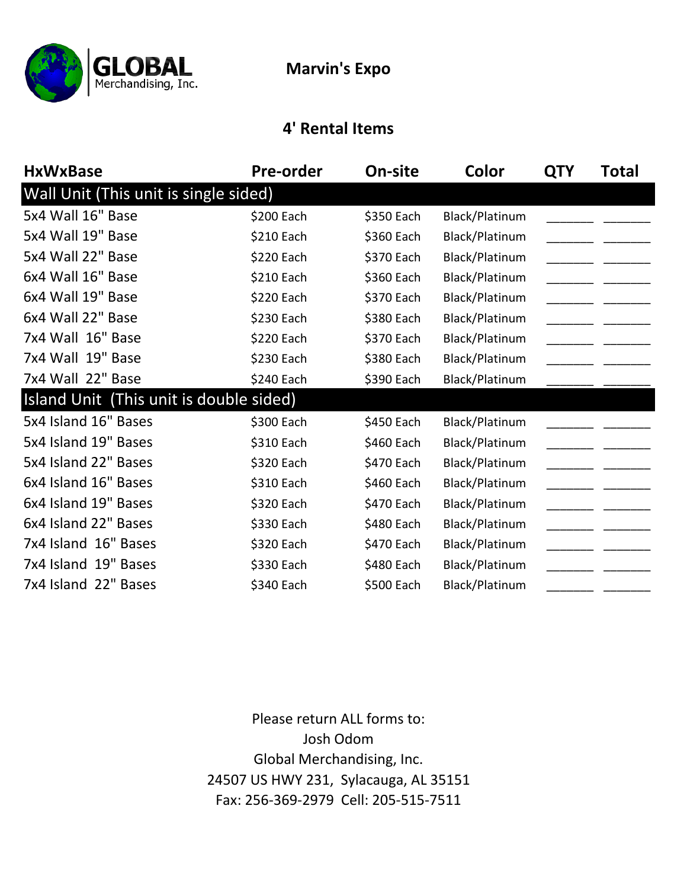GLOBAL Merchandising, Inc.

# Marvin's Expo

## 4' Rental Items

| HxWxBase | Pre-order | On-site | Color | QTY | Total |
|---|---|---|---|---|---|
| **Wall Unit (This unit is single sided)** | | | | | |
| 5x4 Wall 16" Base | $200 Each | $350 Each | Black/Platinum | _______ | _______ |
| 5x4 Wall 19" Base | $210 Each | $360 Each | Black/Platinum | _______ | _______ |
| 5x4 Wall 22" Base | $220 Each | $370 Each | Black/Platinum | _______ | _______ |
| 6x4 Wall 16" Base | $210 Each | $360 Each | Black/Platinum | _______ | _______ |
| 6x4 Wall 19" Base | $220 Each | $370 Each | Black/Platinum | _______ | _______ |
| 6x4 Wall 22" Base | $230 Each | $380 Each | Black/Platinum | _______ | _______ |
| 7x4 Wall 16" Base | $220 Each | $370 Each | Black/Platinum | _______ | _______ |
| 7x4 Wall 19" Base | $230 Each | $380 Each | Black/Platinum | _______ | _______ |
| 7x4 Wall 22" Base | $240 Each | $390 Each | Black/Platinum | _______ | _______ |
| **Island Unit (This unit is double sided)** | | | | | |
| 5x4 Island 16" Bases | $300 Each | $450 Each | Black/Platinum | _______ | _______ |
| 5x4 Island 19" Bases | $310 Each | $460 Each | Black/Platinum | _______ | _______ |
| 5x4 Island 22" Bases | $320 Each | $470 Each | Black/Platinum | _______ | _______ |
| 6x4 Island 16" Bases | $310 Each | $460 Each | Black/Platinum | _______ | _______ |
| 6x4 Island 19" Bases | $320 Each | $470 Each | Black/Platinum | _______ | _______ |
| 6x4 Island 22" Bases | $330 Each | $480 Each | Black/Platinum | _______ | _______ |
| 7x4 Island 16" Bases | $320 Each | $470 Each | Black/Platinum | _______ | _______ |
| 7x4 Island 19" Bases | $330 Each | $480 Each | Black/Platinum | _______ | _______ |
| 7x4 Island 22" Bases | $340 Each | $500 Each | Black/Platinum | _______ | _______ |

Please return ALL forms to:
Josh Odom
Global Merchandising, Inc.
24507 US HWY 231, Sylacauga, AL 35151
Fax: 256-369-2979 Cell: 205-515-7511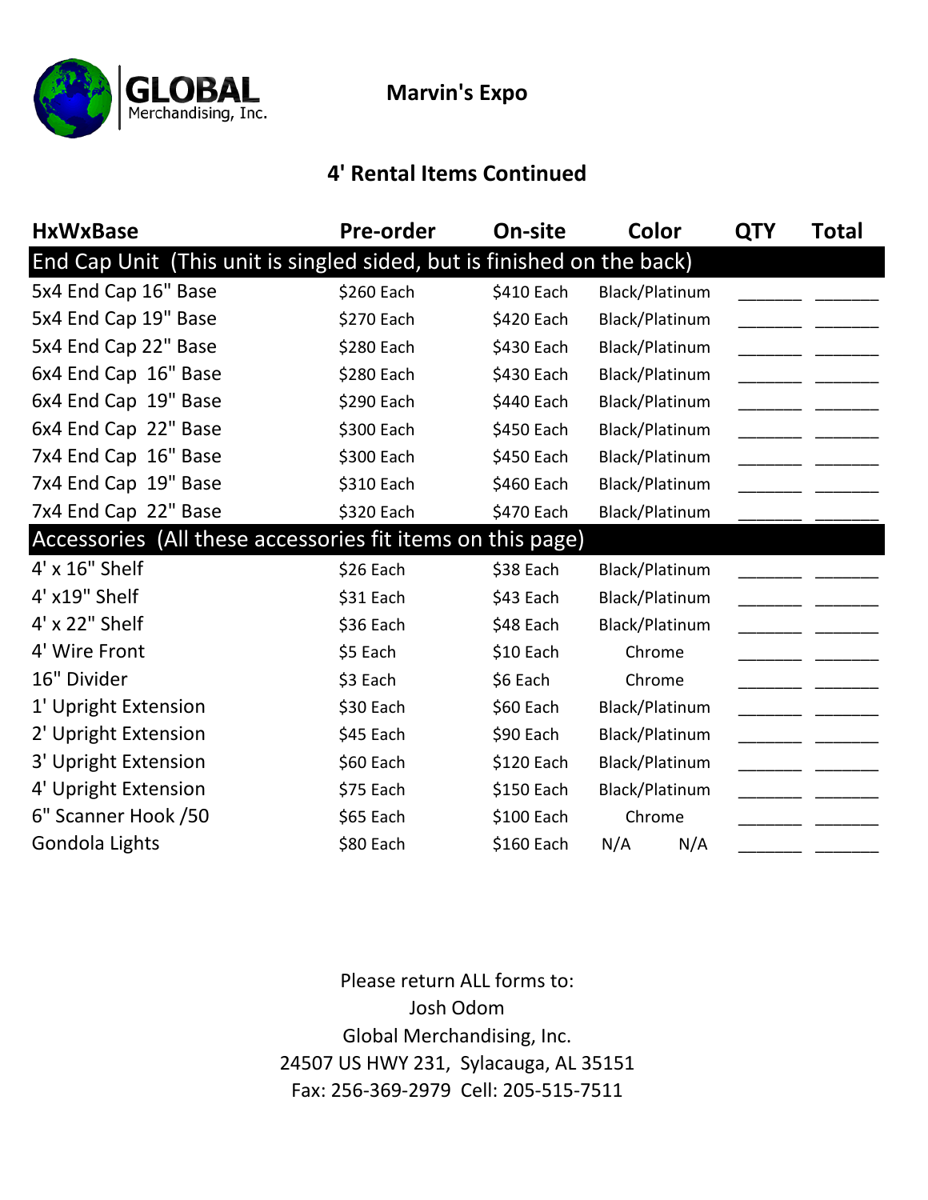GLOBAL Merchandising, Inc.

# Marvin's Expo

## 4' Rental Items Continued

| HxWxBase | Pre-order | On-site | Color | QTY | Total |
|---|---|---|---|---|---|
| **End Cap Unit (This unit is singled sided, but is finished on the back)** | | | | | |
| 5x4 End Cap 16" Base | $260 Each | $410 Each | Black/Platinum | _______ | _______ |
| 5x4 End Cap 19" Base | $270 Each | $420 Each | Black/Platinum | _______ | _______ |
| 5x4 End Cap 22" Base | $280 Each | $430 Each | Black/Platinum | _______ | _______ |
| 6x4 End Cap 16" Base | $280 Each | $430 Each | Black/Platinum | _______ | _______ |
| 6x4 End Cap 19" Base | $290 Each | $440 Each | Black/Platinum | _______ | _______ |
| 6x4 End Cap 22" Base | $300 Each | $450 Each | Black/Platinum | _______ | _______ |
| 7x4 End Cap 16" Base | $300 Each | $450 Each | Black/Platinum | _______ | _______ |
| 7x4 End Cap 19" Base | $310 Each | $460 Each | Black/Platinum | _______ | _______ |
| 7x4 End Cap 22" Base | $320 Each | $470 Each | Black/Platinum | _______ | _______ |
| **Accessories (All these accessories fit items on this page)** | | | | | |
| 4' x 16" Shelf | $26 Each | $38 Each | Black/Platinum | _______ | _______ |
| 4' x19" Shelf | $31 Each | $43 Each | Black/Platinum | _______ | _______ |
| 4' x 22" Shelf | $36 Each | $48 Each | Black/Platinum | _______ | _______ |
| 4' Wire Front | $5 Each | $10 Each | Chrome | _______ | _______ |
| 16" Divider | $3 Each | $6 Each | Chrome | _______ | _______ |
| 1' Upright Extension | $30 Each | $60 Each | Black/Platinum | _______ | _______ |
| 2' Upright Extension | $45 Each | $90 Each | Black/Platinum | _______ | _______ |
| 3' Upright Extension | $60 Each | $120 Each | Black/Platinum | _______ | _______ |
| 4' Upright Extension | $75 Each | $150 Each | Black/Platinum | _______ | _______ |
| 6" Scanner Hook /50 | $65 Each | $100 Each | Chrome | _______ | _______ |
| Gondola Lights | $80 Each | $160 Each | N/A N/A | _______ | _______ |

Please return ALL forms to:
Josh Odom
Global Merchandising, Inc.
24507 US HWY 231, Sylacauga, AL 35151
Fax: 256-369-2979 Cell: 205-515-7511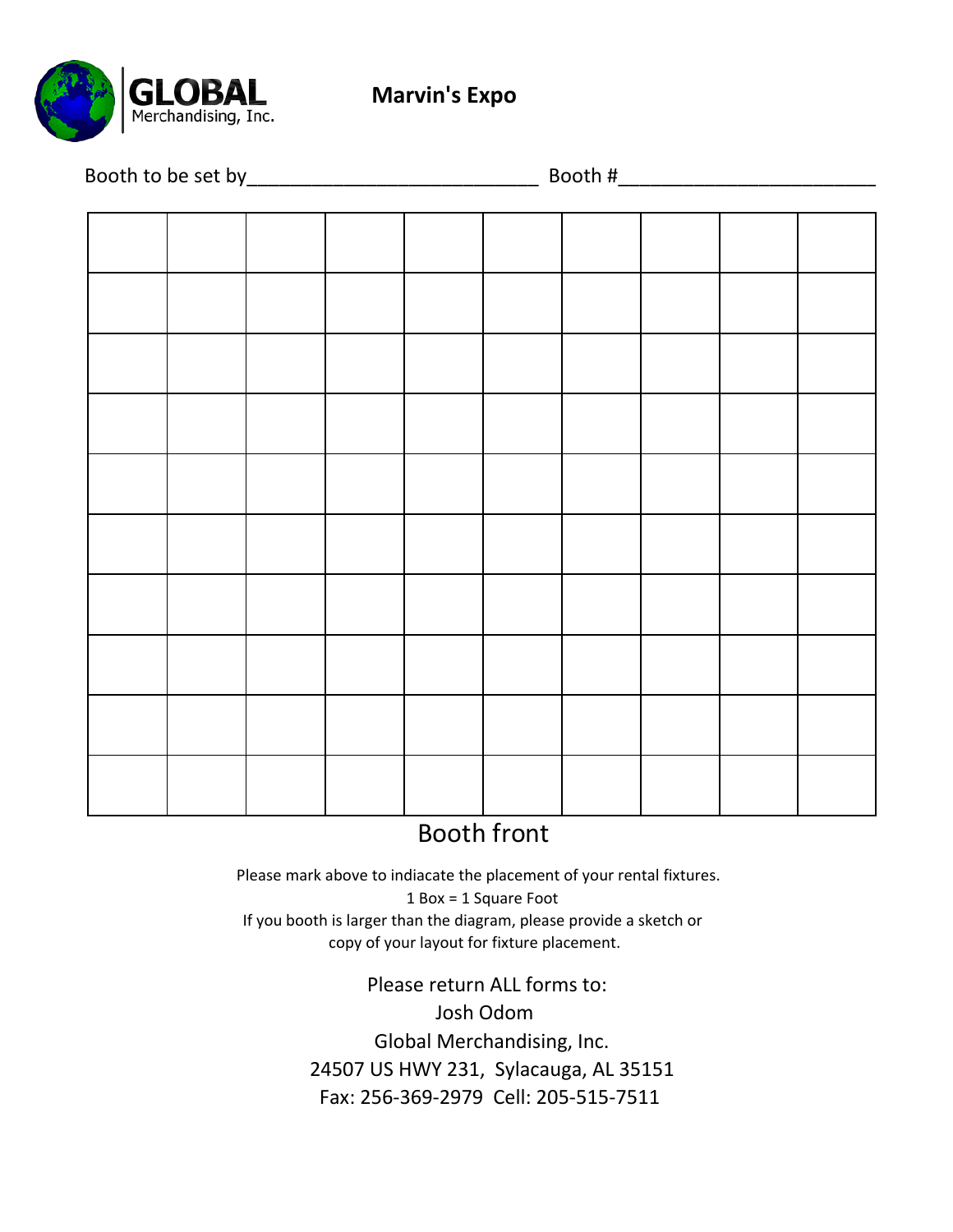GLOBAL Merchandising, Inc.

# Marvin's Expo

Booth to be set by___________________________ Booth #________________________

| | | | | | | | | | |
|---|---|---|---|---|---|---|---|---|---|
| | | | | | | | | | |
| | | | | | | | | | |
| | | | | | | | | | |
| | | | | | | | | | |
| | | | | | | | | | |
| | | | | | | | | | |
| | | | | | | | | | |
| | | | | | | | | | |
| | | | | | | | | | |
| | | | | | | | | | |

Booth front

Please mark above to indiacate the placement of your rental fixtures.
1 Box = 1 Square Foot
If you booth is larger than the diagram, please provide a sketch or copy of your layout for fixture placement.

Please return ALL forms to:
Josh Odom
Global Merchandising, Inc.
24507 US HWY 231, Sylacauga, AL 35151
Fax: 256-369-2979 Cell: 205-515-7511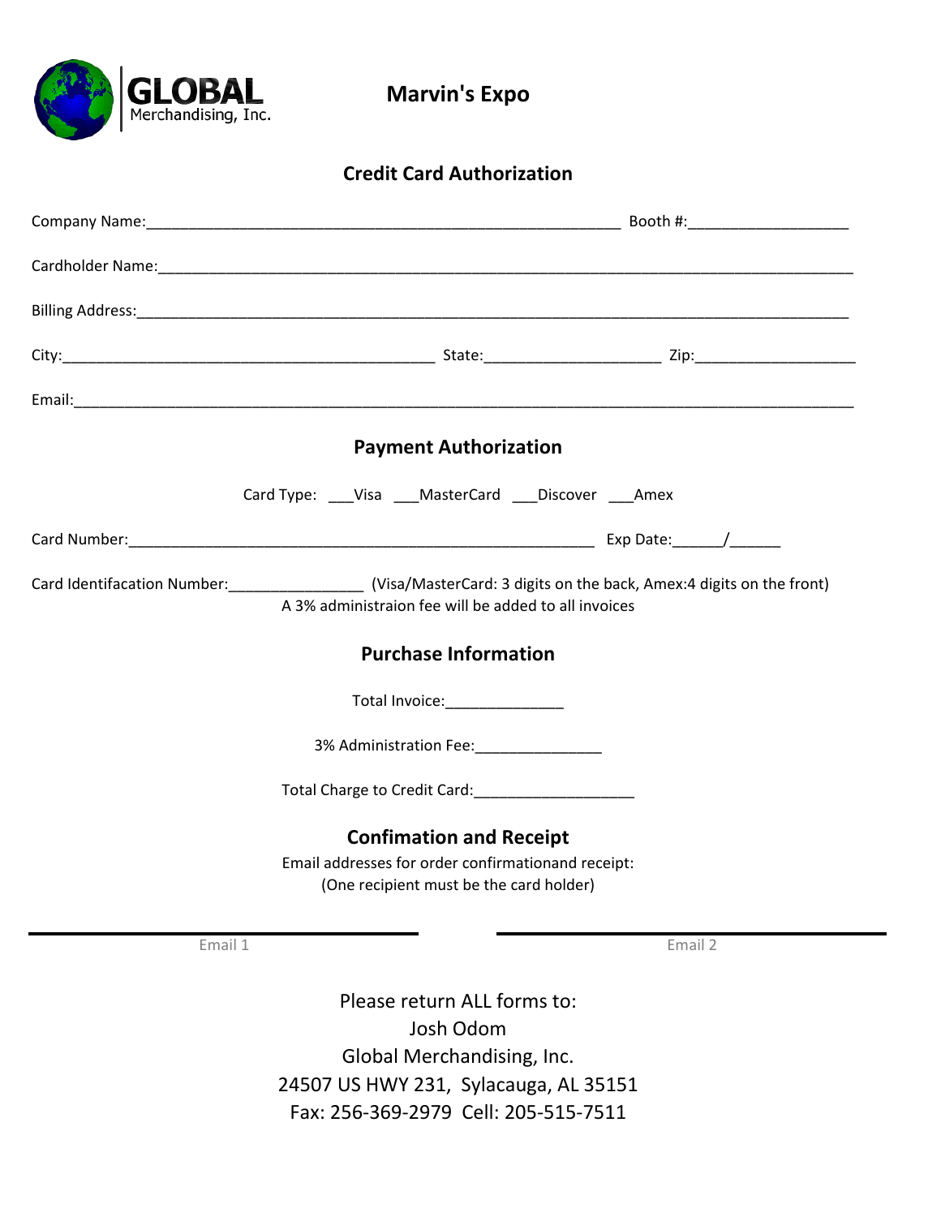GLOBAL
Merchandising, Inc.

# Marvin's Expo

## Credit Card Authorization

Company Name:___________________________________________________________ Booth #:____________________

Cardholder Name:_________________________________________________________________________________________

Billing Address:__________________________________________________________________________________________

City:______________________________________________ State:______________________ Zip:____________________

Email:______________________________________________________________________________________________

## Payment Authorization

Card Type: ___Visa ___MasterCard ___Discover ___Amex

Card Number:__________________________________________________________ Exp Date:______/______

Card Identifacation Number:________________ (Visa/MasterCard: 3 digits on the back, Amex:4 digits on the front)

A 3% administraion fee will be added to all invoices

## Purchase Information

Total Invoice:______________

3% Administration Fee:________________

Total Charge to Credit Card:____________________

## Confimation and Receipt

Email addresses for order confirmationand receipt:
(One recipient must be the card holder)

________________________________ ________________________________
Email 1 Email 2

Please return ALL forms to:
Josh Odom
Global Merchandising, Inc.
24507 US HWY 231, Sylacauga, AL 35151
Fax: 256-369-2979 Cell: 205-515-7511